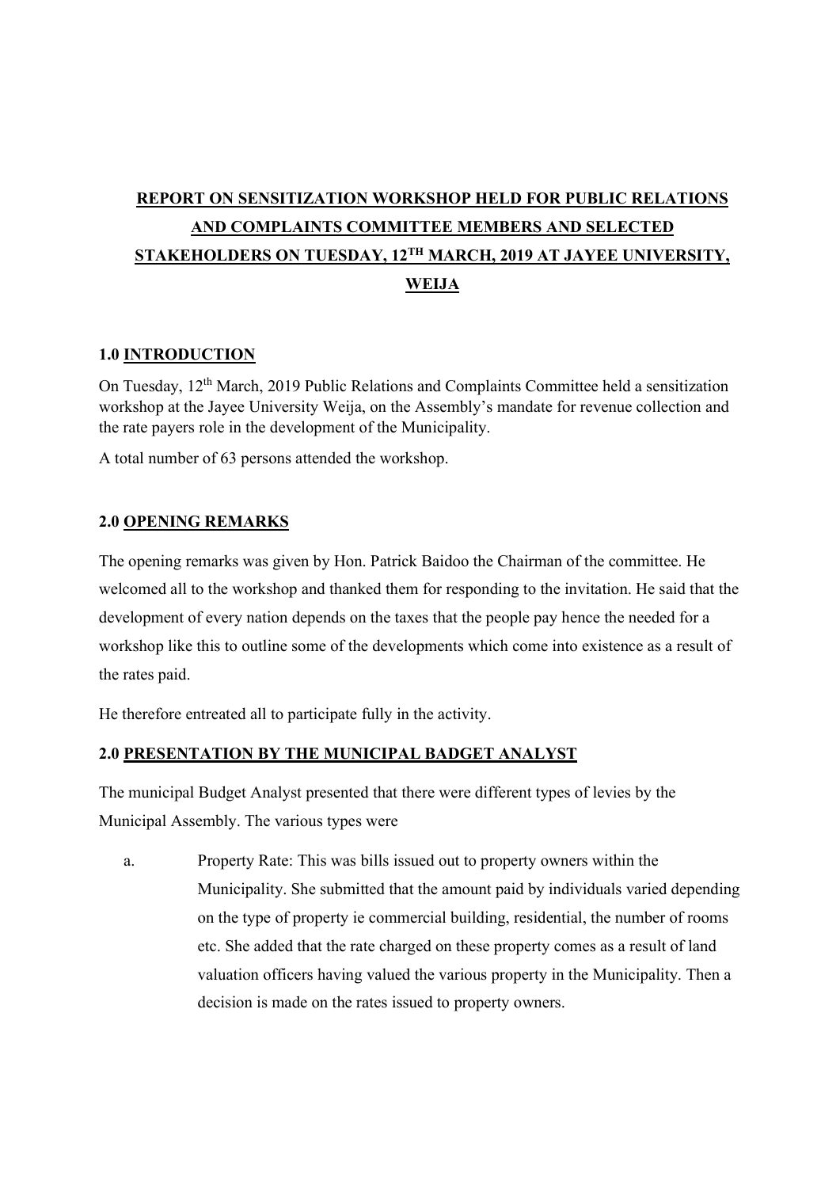# REPORT ON SENSITIZATION WORKSHOP HELD FOR PUBLIC RELATIONS AND COMPLAINTS COMMITTEE MEMBERS AND SELECTED STAKEHOLDERS ON TUESDAY, 12TH MARCH, 2019 AT JAYEE UNIVERSITY, WEIJA

## 1.0 INTRODUCTION

On Tuesday, 12th March, 2019 Public Relations and Complaints Committee held a sensitization workshop at the Jayee University Weija, on the Assembly's mandate for revenue collection and the rate payers role in the development of the Municipality.

A total number of 63 persons attended the workshop.

## 2.0 OPENING REMARKS

The opening remarks was given by Hon. Patrick Baidoo the Chairman of the committee. He welcomed all to the workshop and thanked them for responding to the invitation. He said that the development of every nation depends on the taxes that the people pay hence the needed for a workshop like this to outline some of the developments which come into existence as a result of the rates paid.

He therefore entreated all to participate fully in the activity.

## 2.0 PRESENTATION BY THE MUNICIPAL BADGET ANALYST

The municipal Budget Analyst presented that there were different types of levies by the Municipal Assembly. The various types were

a. Property Rate: This was bills issued out to property owners within the Municipality. She submitted that the amount paid by individuals varied depending on the type of property ie commercial building, residential, the number of rooms etc. She added that the rate charged on these property comes as a result of land valuation officers having valued the various property in the Municipality. Then a decision is made on the rates issued to property owners.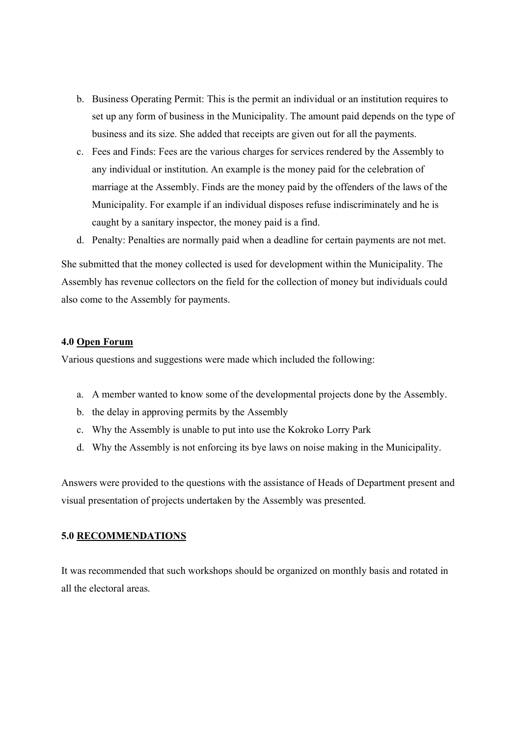b. Business Operating Permit: This is the permit an individual or an institution requires to set up any form of business in the Municipality. The amount paid depends on the type of business and its size. She added that receipts are given out for all the payments.
c. Fees and Finds: Fees are the various charges for services rendered by the Assembly to any individual or institution. An example is the money paid for the celebration of marriage at the Assembly. Finds are the money paid by the offenders of the laws of the Municipality. For example if an individual disposes refuse indiscriminately and he is caught by a sanitary inspector, the money paid is a find.
d. Penalty: Penalties are normally paid when a deadline for certain payments are not met.

She submitted that the money collected is used for development within the Municipality. The Assembly has revenue collectors on the field for the collection of money but individuals could also come to the Assembly for payments.

**4.0 Open Forum**

Various questions and suggestions were made which included the following:

a. A member wanted to know some of the developmental projects done by the Assembly.
b. the delay in approving permits by the Assembly
c. Why the Assembly is unable to put into use the Kokroko Lorry Park
d. Why the Assembly is not enforcing its bye laws on noise making in the Municipality.

Answers were provided to the questions with the assistance of Heads of Department present and visual presentation of projects undertaken by the Assembly was presented.

**5.0 RECOMMENDATIONS**

It was recommended that such workshops should be organized on monthly basis and rotated in all the electoral areas.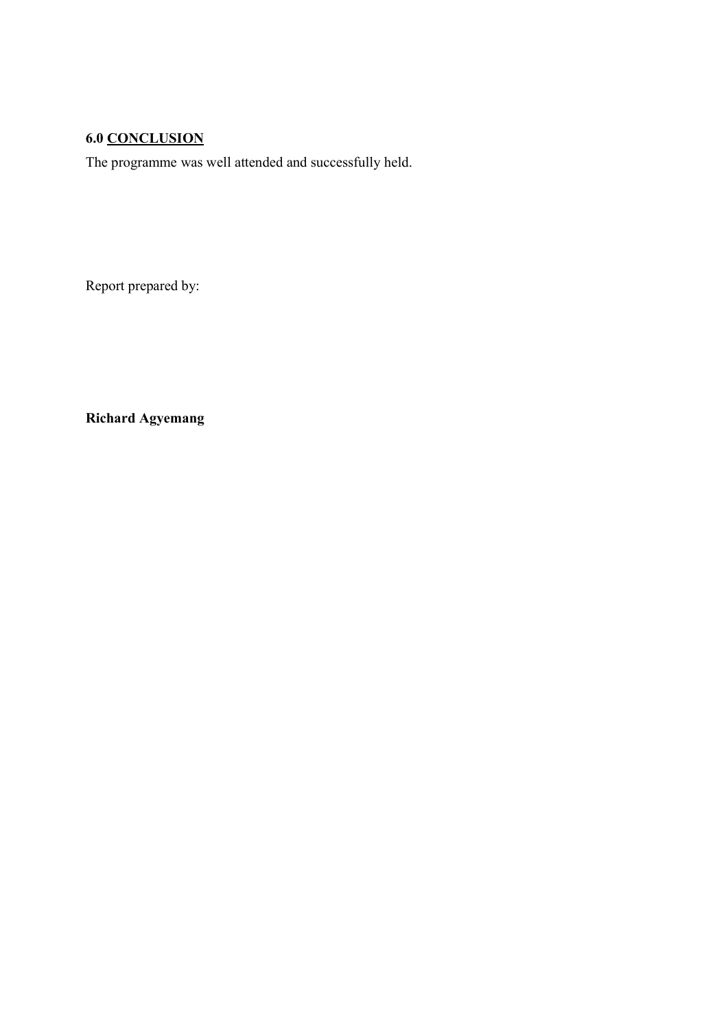## 6.0 CONCLUSION

The programme was well attended and successfully held.

Report prepared by:

**Richard Agyemang**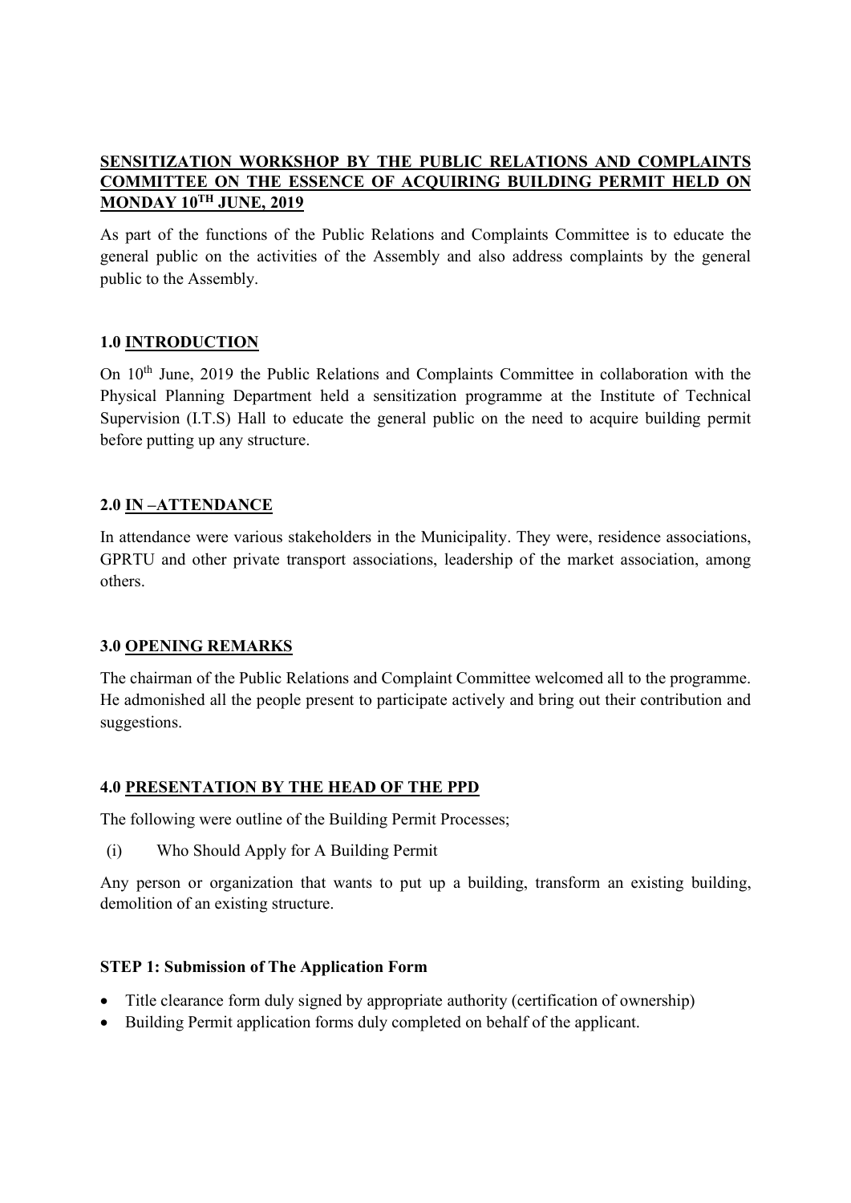## SENSITIZATION WORKSHOP BY THE PUBLIC RELATIONS AND COMPLAINTS COMMITTEE ON THE ESSENCE OF ACQUIRING BUILDING PERMIT HELD ON MONDAY 10TH JUNE, 2019

As part of the functions of the Public Relations and Complaints Committee is to educate the general public on the activities of the Assembly and also address complaints by the general public to the Assembly.

### 1.0 INTRODUCTION

On 10th June, 2019 the Public Relations and Complaints Committee in collaboration with the Physical Planning Department held a sensitization programme at the Institute of Technical Supervision (I.T.S) Hall to educate the general public on the need to acquire building permit before putting up any structure.

### 2.0 IN –ATTENDANCE

In attendance were various stakeholders in the Municipality. They were, residence associations, GPRTU and other private transport associations, leadership of the market association, among others.

### 3.0 OPENING REMARKS

The chairman of the Public Relations and Complaint Committee welcomed all to the programme. He admonished all the people present to participate actively and bring out their contribution and suggestions.

### 4.0 PRESENTATION BY THE HEAD OF THE PPD

The following were outline of the Building Permit Processes;

(i) Who Should Apply for A Building Permit

Any person or organization that wants to put up a building, transform an existing building, demolition of an existing structure.

**STEP 1: Submission of The Application Form**

- Title clearance form duly signed by appropriate authority (certification of ownership)
- Building Permit application forms duly completed on behalf of the applicant.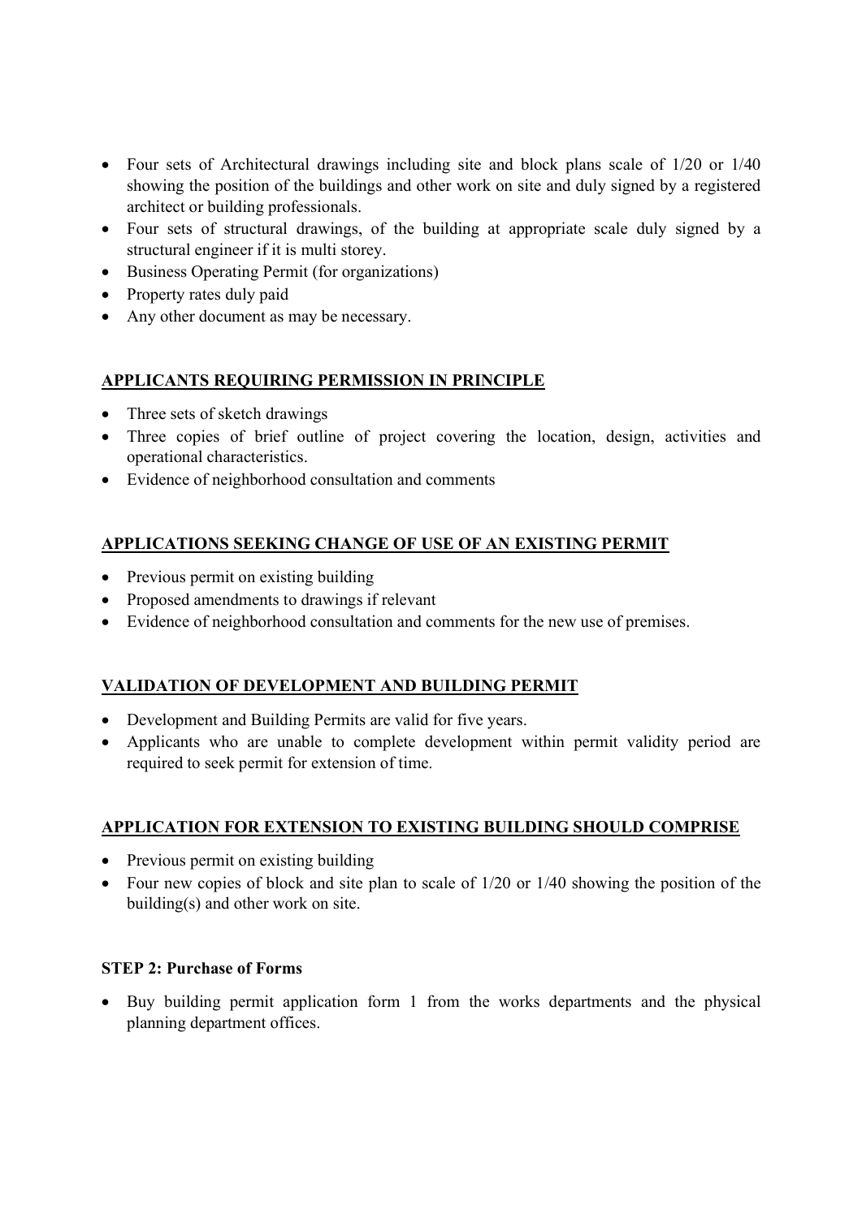- Four sets of Architectural drawings including site and block plans scale of 1/20 or 1/40 showing the position of the buildings and other work on site and duly signed by a registered architect or building professionals.
- Four sets of structural drawings, of the building at appropriate scale duly signed by a structural engineer if it is multi storey.
- Business Operating Permit (for organizations)
- Property rates duly paid
- Any other document as may be necessary.

## APPLICANTS REQUIRING PERMISSION IN PRINCIPLE

- Three sets of sketch drawings
- Three copies of brief outline of project covering the location, design, activities and operational characteristics.
- Evidence of neighborhood consultation and comments

## APPLICATIONS SEEKING CHANGE OF USE OF AN EXISTING PERMIT

- Previous permit on existing building
- Proposed amendments to drawings if relevant
- Evidence of neighborhood consultation and comments for the new use of premises.

## VALIDATION OF DEVELOPMENT AND BUILDING PERMIT

- Development and Building Permits are valid for five years.
- Applicants who are unable to complete development within permit validity period are required to seek permit for extension of time.

## APPLICATION FOR EXTENSION TO EXISTING BUILDING SHOULD COMPRISE

- Previous permit on existing building
- Four new copies of block and site plan to scale of 1/20 or 1/40 showing the position of the building(s) and other work on site.

### STEP 2: Purchase of Forms

- Buy building permit application form 1 from the works departments and the physical planning department offices.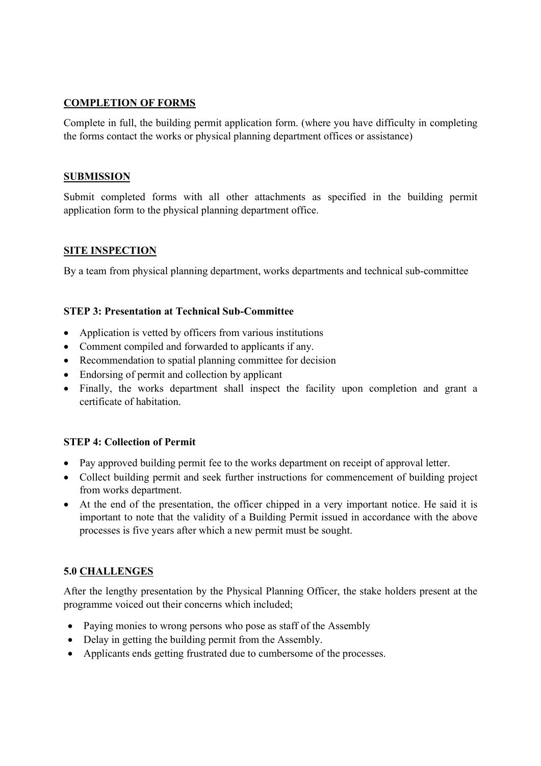**COMPLETION OF FORMS**

Complete in full, the building permit application form. (where you have difficulty in completing the forms contact the works or physical planning department offices or assistance)

**SUBMISSION**

Submit completed forms with all other attachments as specified in the building permit application form to the physical planning department office.

**SITE INSPECTION**

By a team from physical planning department, works departments and technical sub-committee

**STEP 3: Presentation at Technical Sub-Committee**

- Application is vetted by officers from various institutions
- Comment compiled and forwarded to applicants if any.
- Recommendation to spatial planning committee for decision
- Endorsing of permit and collection by applicant
- Finally, the works department shall inspect the facility upon completion and grant a certificate of habitation.

**STEP 4: Collection of Permit**

- Pay approved building permit fee to the works department on receipt of approval letter.
- Collect building permit and seek further instructions for commencement of building project from works department.
- At the end of the presentation, the officer chipped in a very important notice. He said it is important to note that the validity of a Building Permit issued in accordance with the above processes is five years after which a new permit must be sought.

## 5.0 CHALLENGES

After the lengthy presentation by the Physical Planning Officer, the stake holders present at the programme voiced out their concerns which included;

- Paying monies to wrong persons who pose as staff of the Assembly
- Delay in getting the building permit from the Assembly.
- Applicants ends getting frustrated due to cumbersome of the processes.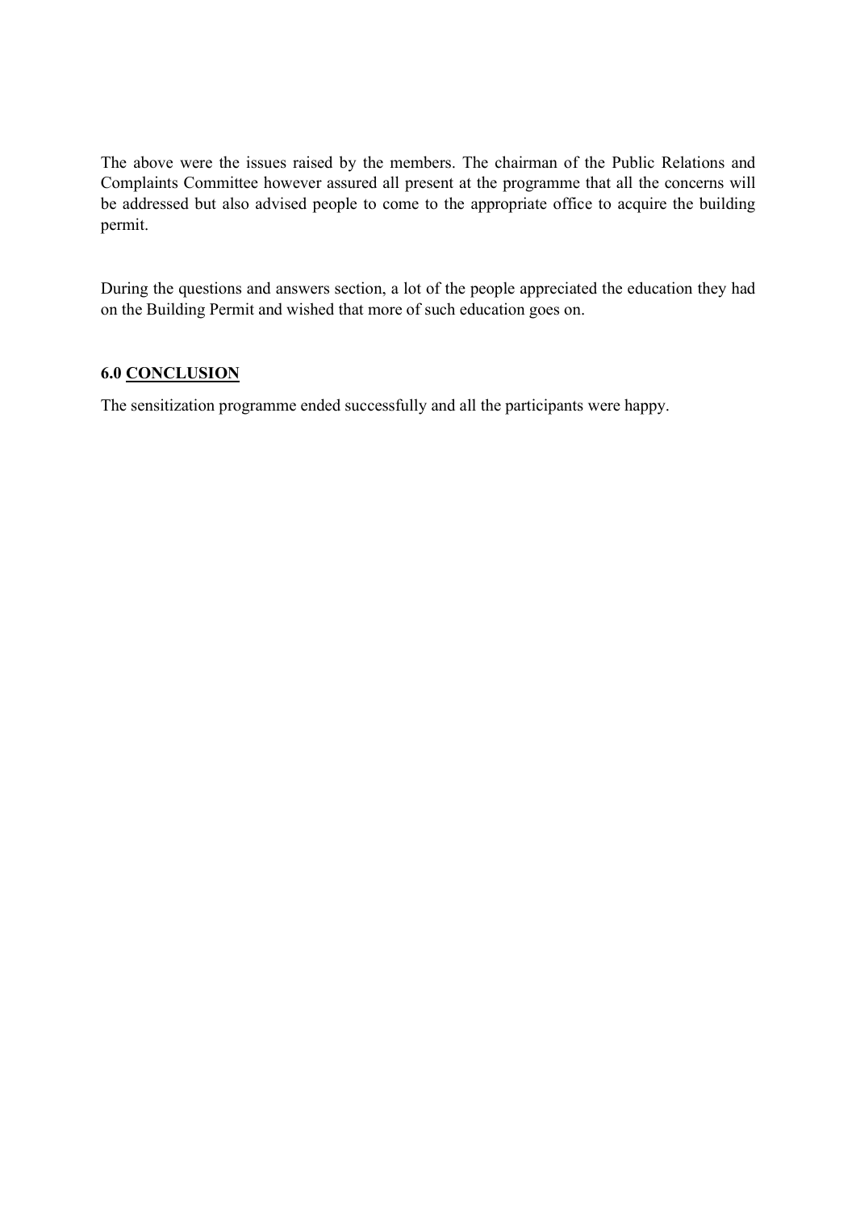The above were the issues raised by the members. The chairman of the Public Relations and Complaints Committee however assured all present at the programme that all the concerns will be addressed but also advised people to come to the appropriate office to acquire the building permit.

During the questions and answers section, a lot of the people appreciated the education they had on the Building Permit and wished that more of such education goes on.

## 6.0 CONCLUSION

The sensitization programme ended successfully and all the participants were happy.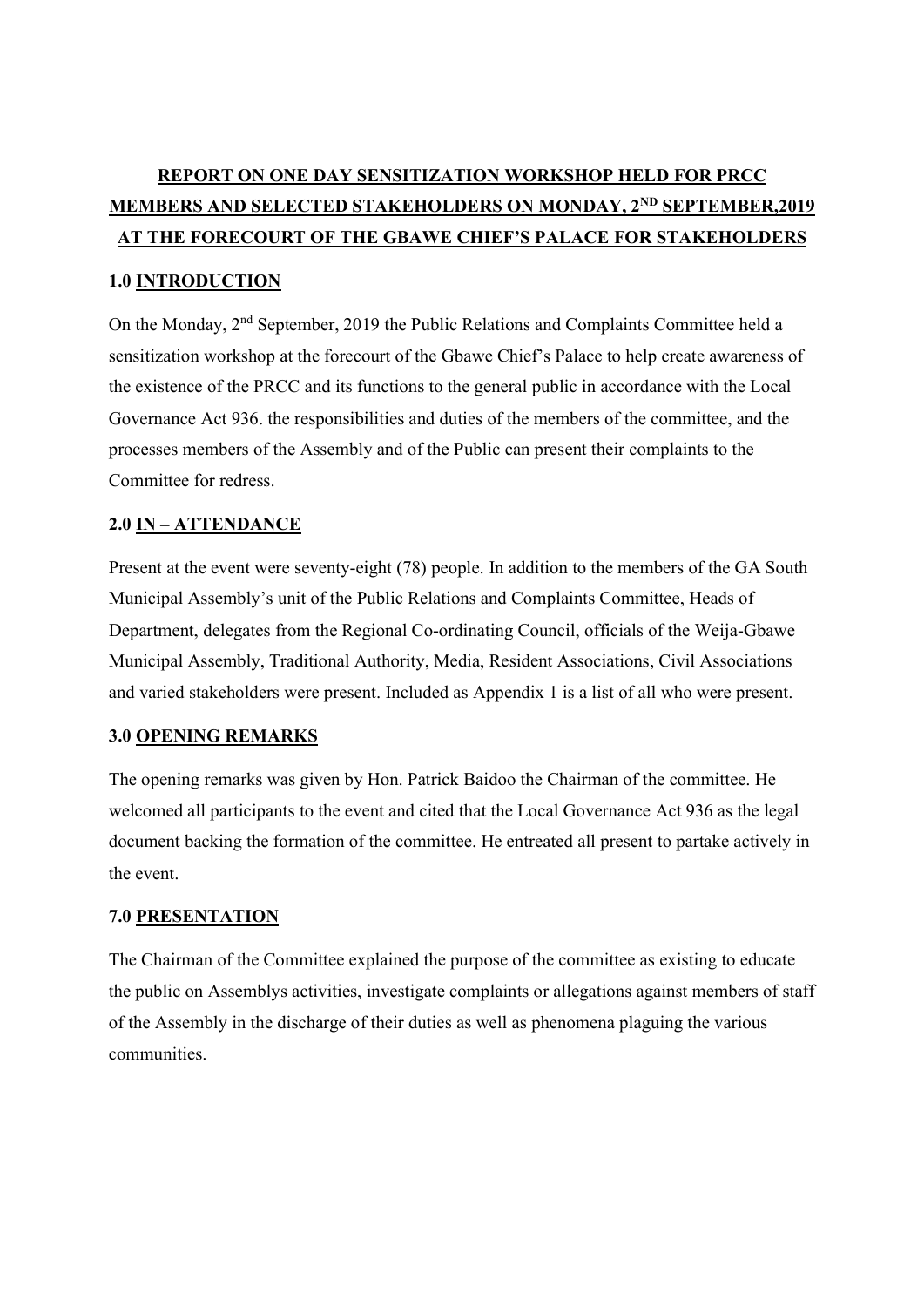# REPORT ON ONE DAY SENSITIZATION WORKSHOP HELD FOR PRCC MEMBERS AND SELECTED STAKEHOLDERS ON MONDAY, 2ND SEPTEMBER,2019 AT THE FORECOURT OF THE GBAWE CHIEF'S PALACE FOR STAKEHOLDERS

## 1.0 INTRODUCTION

On the Monday, 2nd September, 2019 the Public Relations and Complaints Committee held a sensitization workshop at the forecourt of the Gbawe Chief's Palace to help create awareness of the existence of the PRCC and its functions to the general public in accordance with the Local Governance Act 936. the responsibilities and duties of the members of the committee, and the processes members of the Assembly and of the Public can present their complaints to the Committee for redress.

## 2.0 IN – ATTENDANCE

Present at the event were seventy-eight (78) people. In addition to the members of the GA South Municipal Assembly's unit of the Public Relations and Complaints Committee, Heads of Department, delegates from the Regional Co-ordinating Council, officials of the Weija-Gbawe Municipal Assembly, Traditional Authority, Media, Resident Associations, Civil Associations and varied stakeholders were present. Included as Appendix 1 is a list of all who were present.

## 3.0 OPENING REMARKS

The opening remarks was given by Hon. Patrick Baidoo the Chairman of the committee. He welcomed all participants to the event and cited that the Local Governance Act 936 as the legal document backing the formation of the committee. He entreated all present to partake actively in the event.

## 7.0 PRESENTATION

The Chairman of the Committee explained the purpose of the committee as existing to educate the public on Assemblys activities, investigate complaints or allegations against members of staff of the Assembly in the discharge of their duties as well as phenomena plaguing the various communities.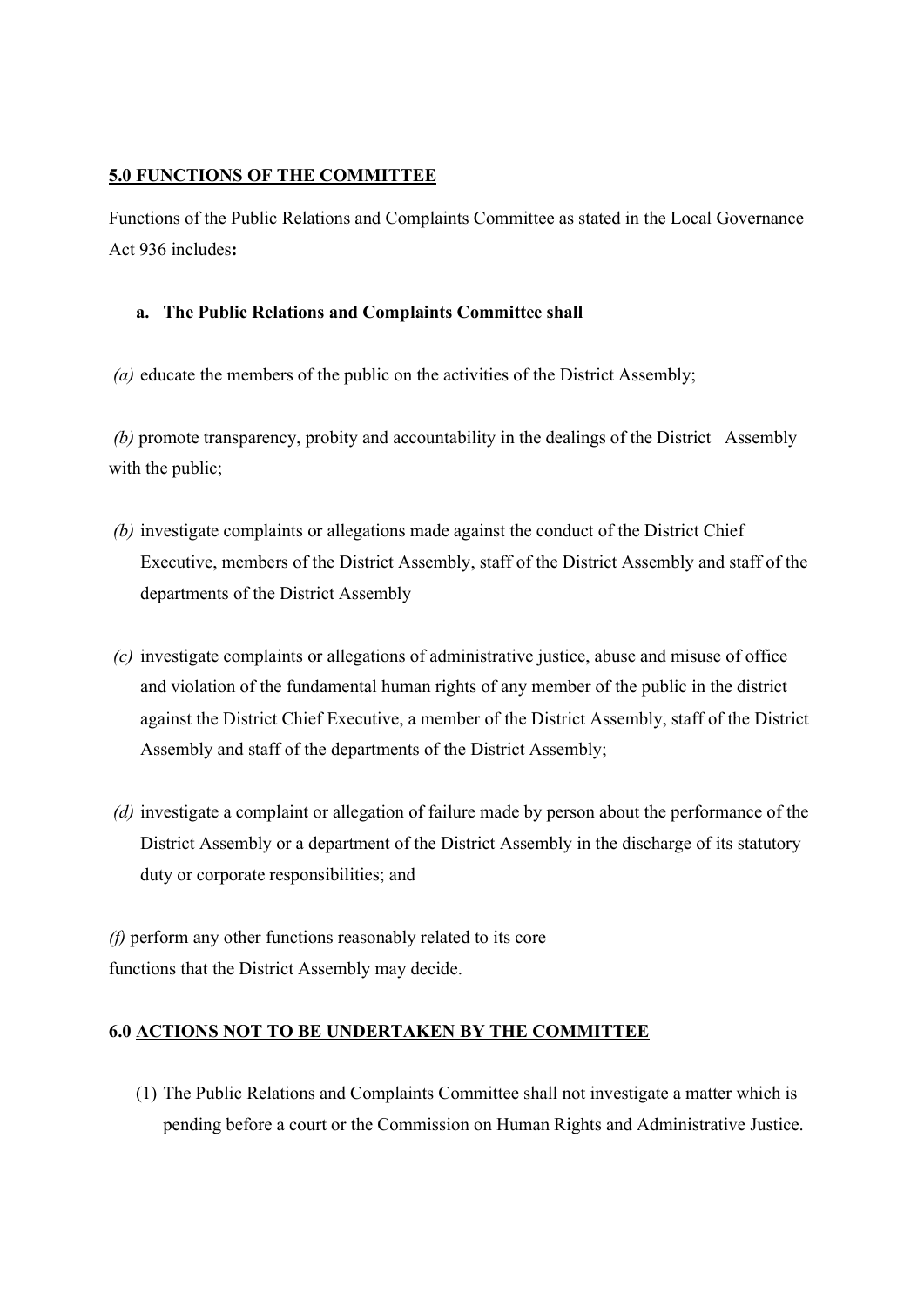## 5.0 FUNCTIONS OF THE COMMITTEE

Functions of the Public Relations and Complaints Committee as stated in the Local Governance Act 936 includes**:**

**a. The Public Relations and Complaints Committee shall**

*(a)* educate the members of the public on the activities of the District Assembly;

*(b)* promote transparency, probity and accountability in the dealings of the District Assembly with the public;

*(b)* investigate complaints or allegations made against the conduct of the District Chief Executive, members of the District Assembly, staff of the District Assembly and staff of the departments of the District Assembly

*(c)* investigate complaints or allegations of administrative justice, abuse and misuse of office and violation of the fundamental human rights of any member of the public in the district against the District Chief Executive, a member of the District Assembly, staff of the District Assembly and staff of the departments of the District Assembly;

*(d)* investigate a complaint or allegation of failure made by person about the performance of the District Assembly or a department of the District Assembly in the discharge of its statutory duty or corporate responsibilities; and

*(f)* perform any other functions reasonably related to its core functions that the District Assembly may decide.

## 6.0 ACTIONS NOT TO BE UNDERTAKEN BY THE COMMITTEE

(1) The Public Relations and Complaints Committee shall not investigate a matter which is pending before a court or the Commission on Human Rights and Administrative Justice.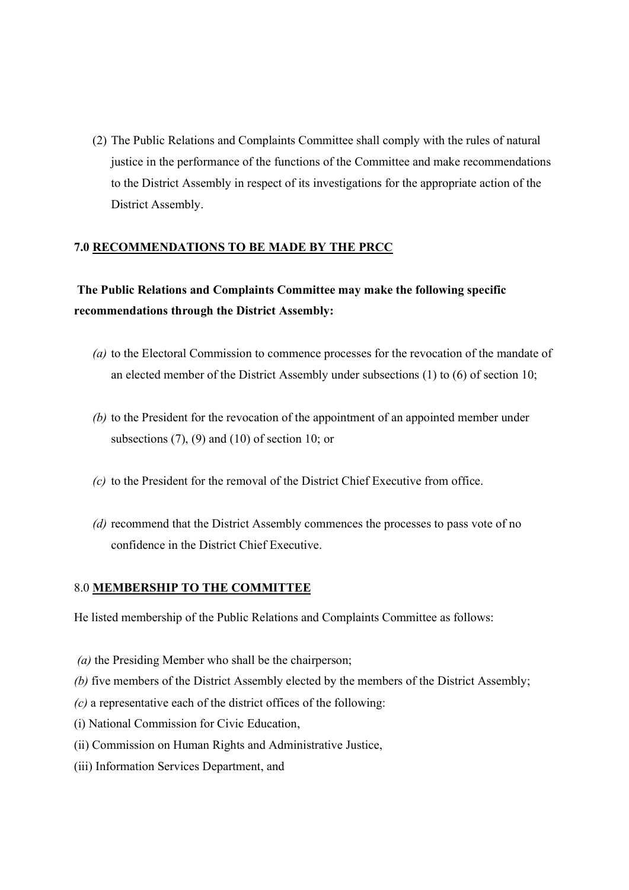(2) The Public Relations and Complaints Committee shall comply with the rules of natural justice in the performance of the functions of the Committee and make recommendations to the District Assembly in respect of its investigations for the appropriate action of the District Assembly.

## 7.0 <u>RECOMMENDATIONS TO BE MADE BY THE PRCC</u>

**The Public Relations and Complaints Committee may make the following specific recommendations through the District Assembly:**

*(a)* to the Electoral Commission to commence processes for the revocation of the mandate of an elected member of the District Assembly under subsections (1) to (6) of section 10;

*(b)* to the President for the revocation of the appointment of an appointed member under subsections (7), (9) and (10) of section 10; or

*(c)* to the President for the removal of the District Chief Executive from office.

*(d)* recommend that the District Assembly commences the processes to pass vote of no confidence in the District Chief Executive.

## 8.0 **<u>MEMBERSHIP TO THE COMMITTEE</u>**

He listed membership of the Public Relations and Complaints Committee as follows:

*(a)* the Presiding Member who shall be the chairperson;
*(b)* five members of the District Assembly elected by the members of the District Assembly;
*(c)* a representative each of the district offices of the following:
(i) National Commission for Civic Education,
(ii) Commission on Human Rights and Administrative Justice,
(iii) Information Services Department, and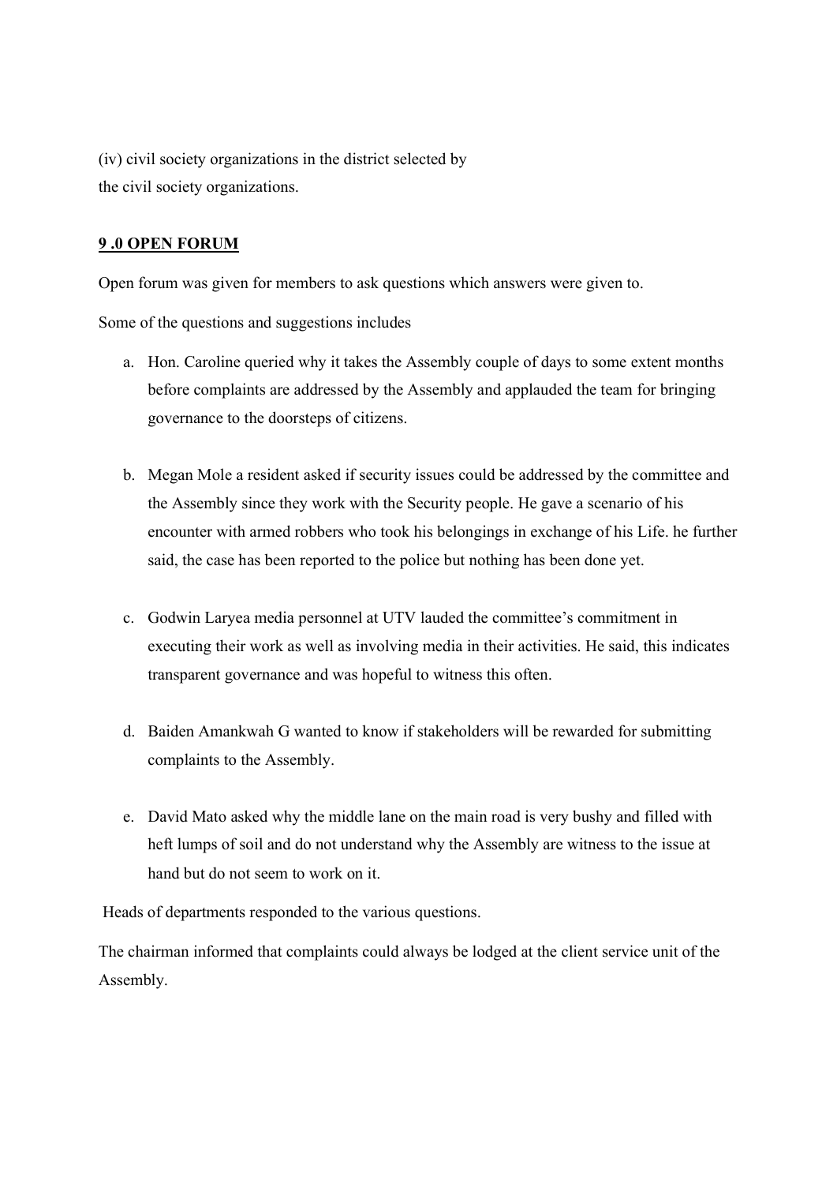(iv) civil society organizations in the district selected by
the civil society organizations.

## 9 .0 OPEN FORUM

Open forum was given for members to ask questions which answers were given to.

Some of the questions and suggestions includes

a. Hon. Caroline queried why it takes the Assembly couple of days to some extent months before complaints are addressed by the Assembly and applauded the team for bringing governance to the doorsteps of citizens.

b. Megan Mole a resident asked if security issues could be addressed by the committee and the Assembly since they work with the Security people. He gave a scenario of his encounter with armed robbers who took his belongings in exchange of his Life. he further said, the case has been reported to the police but nothing has been done yet.

c. Godwin Laryea media personnel at UTV lauded the committee's commitment in executing their work as well as involving media in their activities. He said, this indicates transparent governance and was hopeful to witness this often.

d. Baiden Amankwah G wanted to know if stakeholders will be rewarded for submitting complaints to the Assembly.

e. David Mato asked why the middle lane on the main road is very bushy and filled with heft lumps of soil and do not understand why the Assembly are witness to the issue at hand but do not seem to work on it.

Heads of departments responded to the various questions.

The chairman informed that complaints could always be lodged at the client service unit of the Assembly.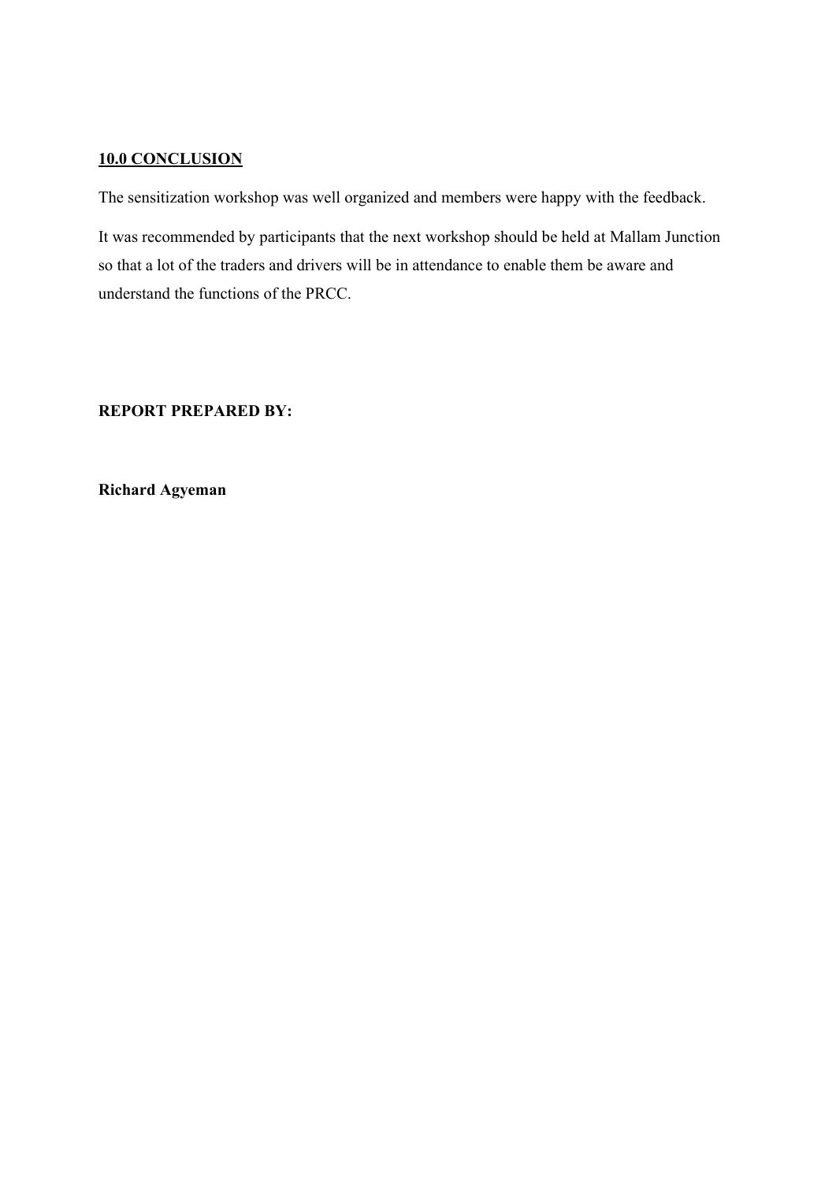## 10.0 CONCLUSION

The sensitization workshop was well organized and members were happy with the feedback.

It was recommended by participants that the next workshop should be held at Mallam Junction so that a lot of the traders and drivers will be in attendance to enable them be aware and understand the functions of the PRCC.

**REPORT PREPARED BY:**

**Richard Agyeman**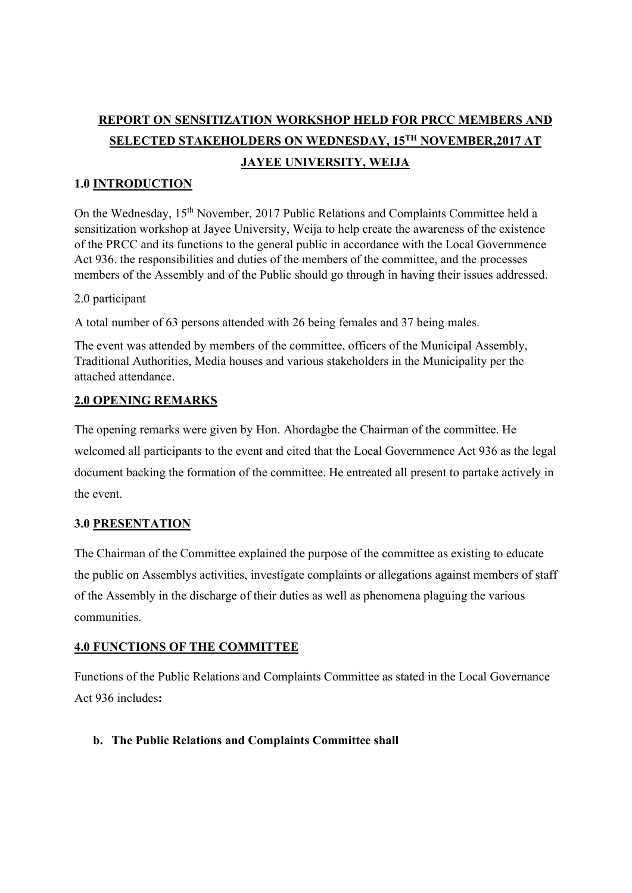# REPORT ON SENSITIZATION WORKSHOP HELD FOR PRCC MEMBERS AND SELECTED STAKEHOLDERS ON WEDNESDAY, 15TH NOVEMBER,2017 AT JAYEE UNIVERSITY, WEIJA

## 1.0 INTRODUCTION

On the Wednesday, 15th November, 2017 Public Relations and Complaints Committee held a sensitization workshop at Jayee University, Weija to help create the awareness of the existence of the PRCC and its functions to the general public in accordance with the Local Governmence Act 936. the responsibilities and duties of the members of the committee, and the processes members of the Assembly and of the Public should go through in having their issues addressed.

2.0 participant

A total number of 63 persons attended with 26 being females and 37 being males.

The event was attended by members of the committee, officers of the Municipal Assembly, Traditional Authorities, Media houses and various stakeholders in the Municipality per the attached attendance.

## 2.0 OPENING REMARKS

The opening remarks were given by Hon. Ahordagbe the Chairman of the committee. He welcomed all participants to the event and cited that the Local Governmence Act 936 as the legal document backing the formation of the committee. He entreated all present to partake actively in the event.

## 3.0 PRESENTATION

The Chairman of the Committee explained the purpose of the committee as existing to educate the public on Assemblys activities, investigate complaints or allegations against members of staff of the Assembly in the discharge of their duties as well as phenomena plaguing the various communities.

## 4.0 FUNCTIONS OF THE COMMITTEE

Functions of the Public Relations and Complaints Committee as stated in the Local Governance Act 936 includes**:**

b. **The Public Relations and Complaints Committee shall**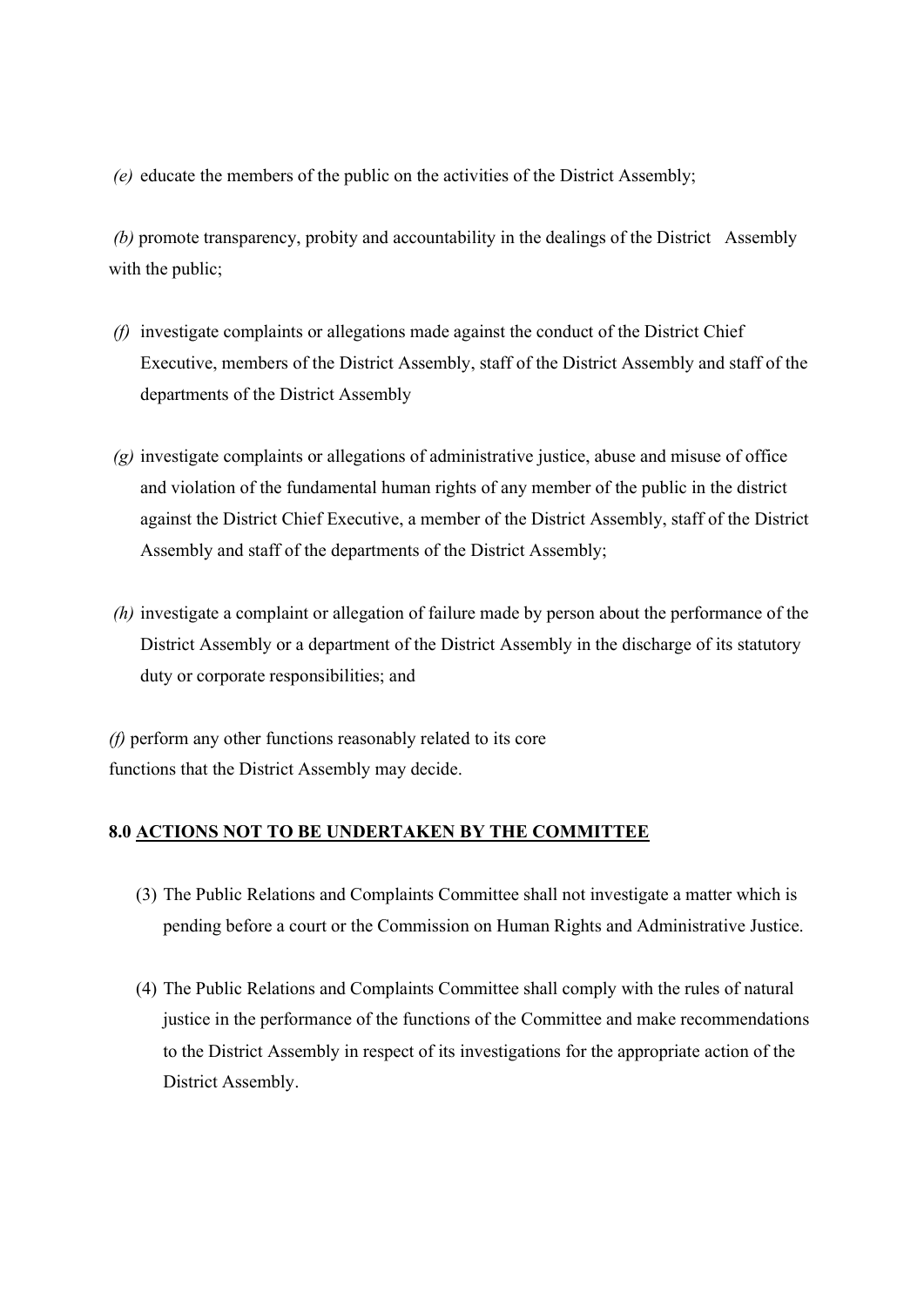*(e)* educate the members of the public on the activities of the District Assembly;

*(b)* promote transparency, probity and accountability in the dealings of the District Assembly with the public;

*(f)* investigate complaints or allegations made against the conduct of the District Chief Executive, members of the District Assembly, staff of the District Assembly and staff of the departments of the District Assembly

*(g)* investigate complaints or allegations of administrative justice, abuse and misuse of office and violation of the fundamental human rights of any member of the public in the district against the District Chief Executive, a member of the District Assembly, staff of the District Assembly and staff of the departments of the District Assembly;

*(h)* investigate a complaint or allegation of failure made by person about the performance of the District Assembly or a department of the District Assembly in the discharge of its statutory duty or corporate responsibilities; and

*(f)* perform any other functions reasonably related to its core functions that the District Assembly may decide.

**8.0 <u>ACTIONS NOT TO BE UNDERTAKEN BY THE COMMITTEE</u>**

(3) The Public Relations and Complaints Committee shall not investigate a matter which is pending before a court or the Commission on Human Rights and Administrative Justice.

(4) The Public Relations and Complaints Committee shall comply with the rules of natural justice in the performance of the functions of the Committee and make recommendations to the District Assembly in respect of its investigations for the appropriate action of the District Assembly.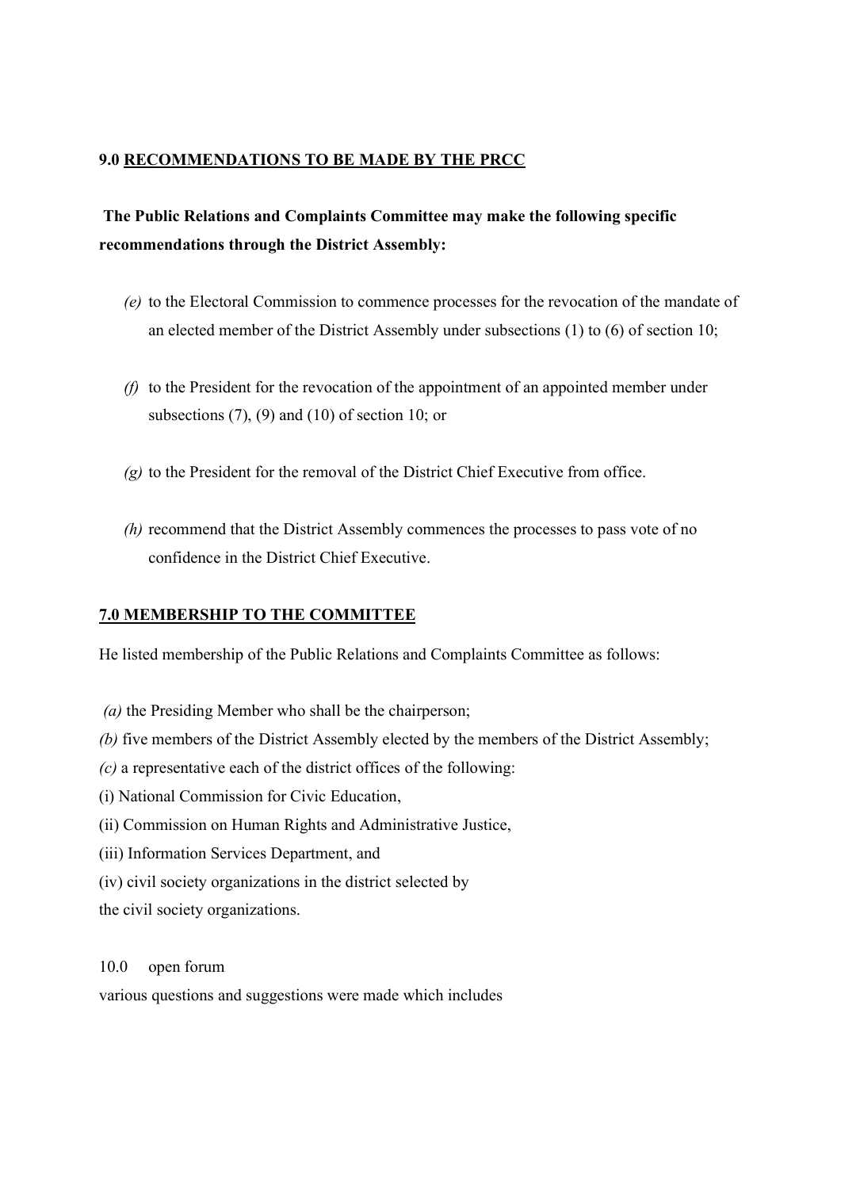## 9.0 RECOMMENDATIONS TO BE MADE BY THE PRCC

**The Public Relations and Complaints Committee may make the following specific recommendations through the District Assembly:**

- *(e)* to the Electoral Commission to commence processes for the revocation of the mandate of an elected member of the District Assembly under subsections (1) to (6) of section 10;
- *(f)* to the President for the revocation of the appointment of an appointed member under subsections (7), (9) and (10) of section 10; or
- *(g)* to the President for the removal of the District Chief Executive from office.
- *(h)* recommend that the District Assembly commences the processes to pass vote of no confidence in the District Chief Executive.

## 7.0 MEMBERSHIP TO THE COMMITTEE

He listed membership of the Public Relations and Complaints Committee as follows:

*(a)* the Presiding Member who shall be the chairperson;
*(b)* five members of the District Assembly elected by the members of the District Assembly;
*(c)* a representative each of the district offices of the following:
(i) National Commission for Civic Education,
(ii) Commission on Human Rights and Administrative Justice,
(iii) Information Services Department, and
(iv) civil society organizations in the district selected by the civil society organizations.

10.0 open forum

various questions and suggestions were made which includes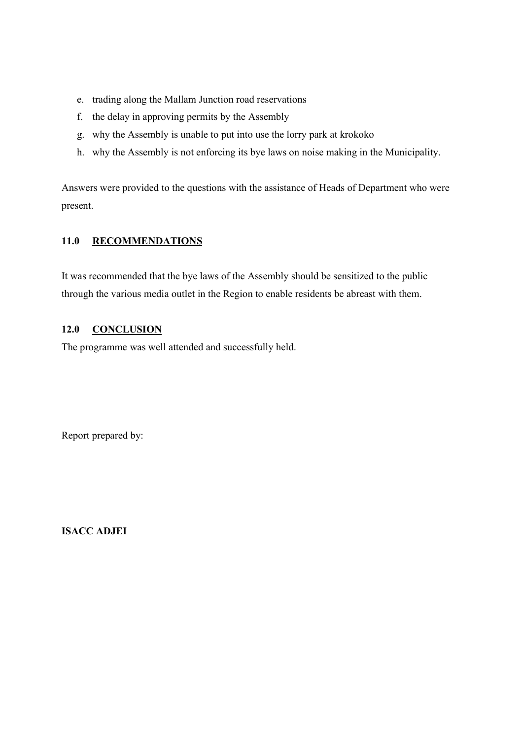e. trading along the Mallam Junction road reservations
f. the delay in approving permits by the Assembly
g. why the Assembly is unable to put into use the lorry park at krokoko
h. why the Assembly is not enforcing its bye laws on noise making in the Municipality.

Answers were provided to the questions with the assistance of Heads of Department who were present.

## 11.0 RECOMMENDATIONS

It was recommended that the bye laws of the Assembly should be sensitized to the public through the various media outlet in the Region to enable residents be abreast with them.

## 12.0 CONCLUSION

The programme was well attended and successfully held.

Report prepared by:

**ISACC ADJEI**